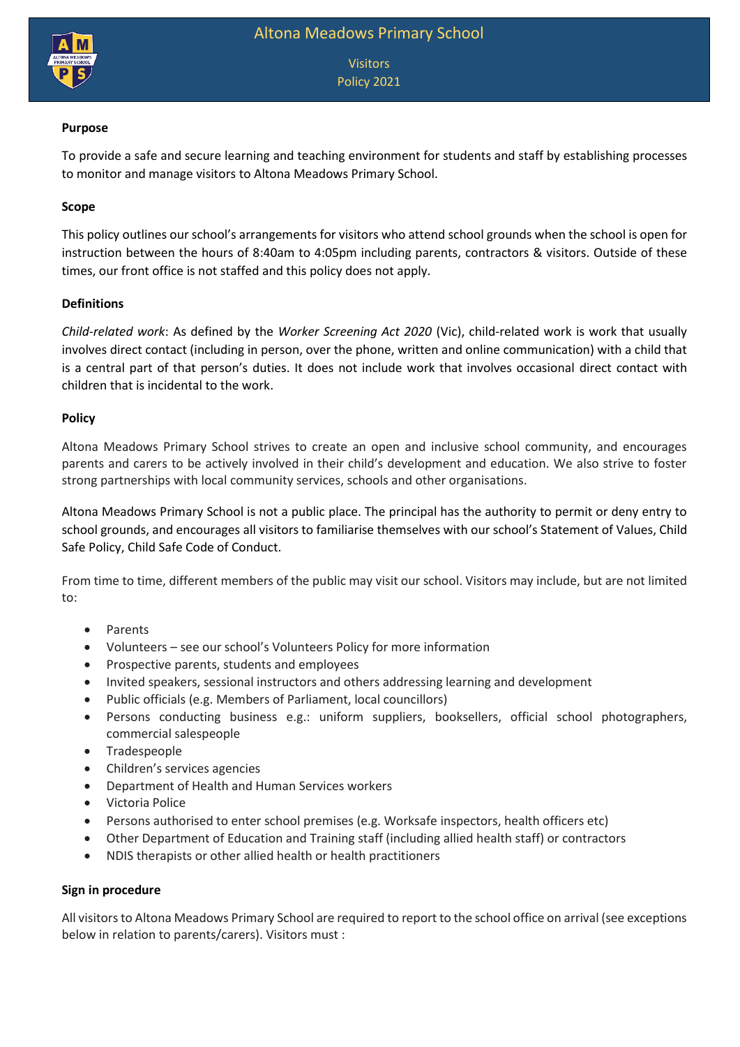# Altona Meadows Primary School

## Visitors Policy 2021

### Purpose

To provide a safe and secure learning and teaching environment for students and staff by establishing processes to monitor and manage visitors to Altona Meadows Primary School.

### Scope

This policy outlines our school's arrangements for visitors who attend school grounds when the school is open for instruction between the hours of 8:40am to 4:05pm including parents, contractors & visitors. Outside of these times, our front office is not staffed and this policy does not apply.

### Definitions

*Child-related work*: As defined by the *Worker Screening Act 2020* (Vic), child-related work is work that usually involves direct contact (including in person, over the phone, written and online communication) with a child that is a central part of that person's duties. It does not include work that involves occasional direct contact with children that is incidental to the work.

### Policy

Altona Meadows Primary School strives to create an open and inclusive school community, and encourages parents and carers to be actively involved in their child's development and education. We also strive to foster strong partnerships with local community services, schools and other organisations.

Altona Meadows Primary School is not a public place. The principal has the authority to permit or deny entry to school grounds, and encourages all visitors to familiarise themselves with our school's Statement of Values, Child Safe Policy, Child Safe Code of Conduct.

From time to time, different members of the public may visit our school. Visitors may include, but are not limited to:

- Parents
- Volunteers – see our school's Volunteers Policy for more information
- Prospective parents, students and employees
- Invited speakers, sessional instructors and others addressing learning and development
- Public officials (e.g. Members of Parliament, local councillors)
- Persons conducting business e.g.: uniform suppliers, booksellers, official school photographers, commercial salespeople
- Tradespeople
- Children's services agencies
- Department of Health and Human Services workers
- Victoria Police
- Persons authorised to enter school premises (e.g. Worksafe inspectors, health officers etc)
- Other Department of Education and Training staff (including allied health staff) or contractors
- NDIS therapists or other allied health or health practitioners

### Sign in procedure

All visitors to Altona Meadows Primary School are required to report to the school office on arrival (see exceptions below in relation to parents/carers). Visitors must :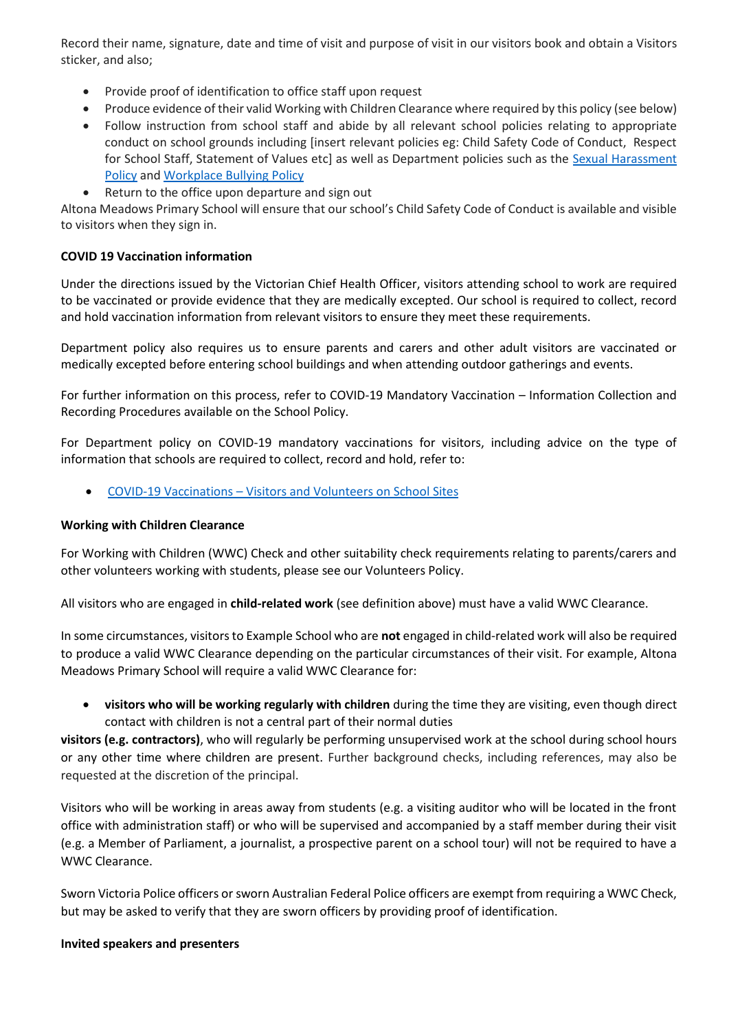Record their name, signature, date and time of visit and purpose of visit in our visitors book and obtain a Visitors sticker, and also;

- Provide proof of identification to office staff upon request
- Produce evidence of their valid Working with Children Clearance where required by this policy (see below)
- Follow instruction from school staff and abide by all relevant school policies relating to appropriate conduct on school grounds including [insert relevant policies eg: Child Safety Code of Conduct, Respect for School Staff, Statement of Values etc] as well as Department policies such as the Sexual Harassment Policy and Workplace Bullying Policy
- Return to the office upon departure and sign out

Altona Meadows Primary School will ensure that our school's Child Safety Code of Conduct is available and visible to visitors when they sign in.

**COVID 19 Vaccination information**

Under the directions issued by the Victorian Chief Health Officer, visitors attending school to work are required to be vaccinated or provide evidence that they are medically excepted. Our school is required to collect, record and hold vaccination information from relevant visitors to ensure they meet these requirements.

Department policy also requires us to ensure parents and carers and other adult visitors are vaccinated or medically excepted before entering school buildings and when attending outdoor gatherings and events.

For further information on this process, refer to COVID-19 Mandatory Vaccination – Information Collection and Recording Procedures available on the School Policy.

For Department policy on COVID-19 mandatory vaccinations for visitors, including advice on the type of information that schools are required to collect, record and hold, refer to:

- COVID-19 Vaccinations – Visitors and Volunteers on School Sites

**Working with Children Clearance**

For Working with Children (WWC) Check and other suitability check requirements relating to parents/carers and other volunteers working with students, please see our Volunteers Policy.

All visitors who are engaged in **child-related work** (see definition above) must have a valid WWC Clearance.

In some circumstances, visitors to Example School who are **not** engaged in child-related work will also be required to produce a valid WWC Clearance depending on the particular circumstances of their visit. For example, Altona Meadows Primary School will require a valid WWC Clearance for:

- **visitors who will be working regularly with children** during the time they are visiting, even though direct contact with children is not a central part of their normal duties

**visitors (e.g. contractors)**, who will regularly be performing unsupervised work at the school during school hours or any other time where children are present. Further background checks, including references, may also be requested at the discretion of the principal.

Visitors who will be working in areas away from students (e.g. a visiting auditor who will be located in the front office with administration staff) or who will be supervised and accompanied by a staff member during their visit (e.g. a Member of Parliament, a journalist, a prospective parent on a school tour) will not be required to have a WWC Clearance.

Sworn Victoria Police officers or sworn Australian Federal Police officers are exempt from requiring a WWC Check, but may be asked to verify that they are sworn officers by providing proof of identification.

**Invited speakers and presenters**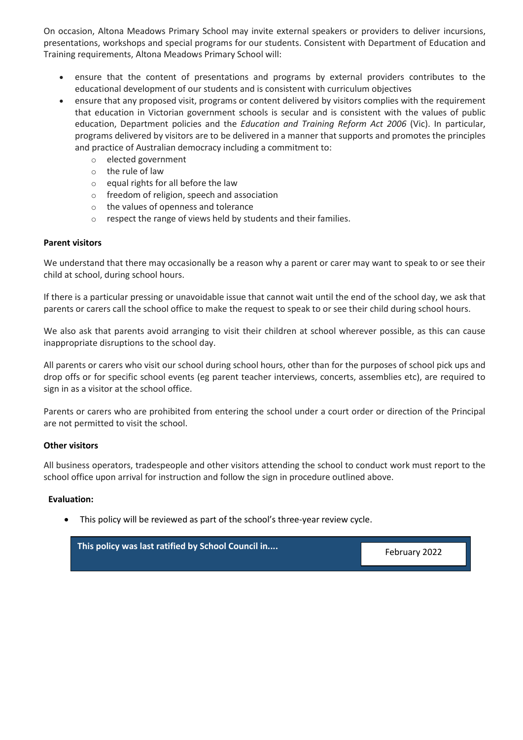On occasion, Altona Meadows Primary School may invite external speakers or providers to deliver incursions, presentations, workshops and special programs for our students. Consistent with Department of Education and Training requirements, Altona Meadows Primary School will:

- ensure that the content of presentations and programs by external providers contributes to the educational development of our students and is consistent with curriculum objectives
- ensure that any proposed visit, programs or content delivered by visitors complies with the requirement that education in Victorian government schools is secular and is consistent with the values of public education, Department policies and the *Education and Training Reform Act 2006* (Vic). In particular, programs delivered by visitors are to be delivered in a manner that supports and promotes the principles and practice of Australian democracy including a commitment to:
  - elected government
  - the rule of law
  - equal rights for all before the law
  - freedom of religion, speech and association
  - the values of openness and tolerance
  - respect the range of views held by students and their families.

**Parent visitors**

We understand that there may occasionally be a reason why a parent or carer may want to speak to or see their child at school, during school hours.

If there is a particular pressing or unavoidable issue that cannot wait until the end of the school day, we ask that parents or carers call the school office to make the request to speak to or see their child during school hours.

We also ask that parents avoid arranging to visit their children at school wherever possible, as this can cause inappropriate disruptions to the school day.

All parents or carers who visit our school during school hours, other than for the purposes of school pick ups and drop offs or for specific school events (eg parent teacher interviews, concerts, assemblies etc), are required to sign in as a visitor at the school office.

Parents or carers who are prohibited from entering the school under a court order or direction of the Principal are not permitted to visit the school.

**Other visitors**

All business operators, tradespeople and other visitors attending the school to conduct work must report to the school office upon arrival for instruction and follow the sign in procedure outlined above.

**Evaluation:**

- This policy will be reviewed as part of the school's three-year review cycle.

| | |
|---|---|
| **This policy was last ratified by School Council in....** | February 2022 |